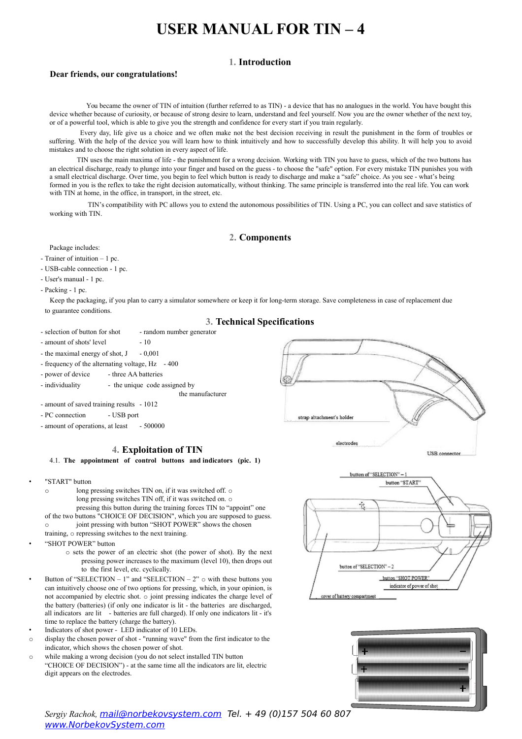# USER MANUAL FOR TIN – 4

## 1. Introduction

**Dear friends, our congratulations!**

You became the owner of TIN of intuition (further referred to as TIN) - a device that has no analogues in the world. You have bought this device whether because of curiosity, or because of strong desire to learn, understand and feel yourself. Now you are the owner whether of the next toy, or of a powerful tool, which is able to give you the strength and confidence for every start if you train regularly.

Every day, life give us a choice and we often make not the best decision receiving in result the punishment in the form of troubles or suffering. With the help of the device you will learn how to think intuitively and how to successfully develop this ability. It will help you to avoid mistakes and to choose the right solution in every aspect of life.

TIN uses the main maxima of life - the punishment for a wrong decision. Working with TIN you have to guess, which of the two buttons has an electrical discharge, ready to plunge into your finger and based on the guess - to choose the "safe" option. For every mistake TIN punishes you with a small electrical discharge. Over time, you begin to feel which button is ready to discharge and make a "safe" choice. As you see - what's being formed in you is the reflex to take the right decision automatically, without thinking. The same principle is transferred into the real life. You can work with TIN at home, in the office, in transport, in the street, etc.

TIN's compatibility with PC allows you to extend the autonomous possibilities of TIN. Using a PC, you can collect and save statistics of working with TIN.

## 2. Components

Package includes:

- Trainer of intuition – 1 pc.
- USB-cable connection - 1 pc.
- User's manual - 1 pc.
- Packing - 1 pc.

Keep the packaging, if you plan to carry a simulator somewhere or keep it for long-term storage. Save completeness in case of replacement due to guarantee conditions.

## 3. Technical Specifications

- selection of button for shot - random number generator
- amount of shots' level - 10
- the maximal energy of shot, J - 0,001
- frequency of the alternating voltage, Hz - 400
- power of device - three AA batteries
- individuality - the unique code assigned by the manufacturer
- amount of saved training results - 1012
- PC connection - USB port
- amount of operations, at least - 500000

strap attachment's holder

electrodes

USB connector

## 4. Exploitation of TIN

4.1. **The appointment of control buttons and indicators (pic. 1)**

button of "SELECTION" – 1

button "START"

button of "SELECTION" – 2

button "SHOT POWER"

indicator of power of shot

cover of battery compartment

- "START" button
  - long pressing switches TIN on, if it was switched off.
  - long pressing switches TIN off, if it was switched on.
  - pressing this button during the training forces TIN to "appoint" one of the two buttons "CHOICE OF DECISION", which you are supposed to guess.
  - joint pressing with button "SHOT POWER" shows the chosen training,
  - repressing switches to the next training.
- "SHOT POWER" button
  - sets the power of an electric shot (the power of shot). By the next pressing power increases to the maximum (level 10), then drops out to the first level, etc. cyclically.
- Button of "SELECTION – 1" and "SELECTION – 2" ○ with these buttons you can intuitively choose one of two options for pressing, which, in your opinion, is not accompanied by electric shot. ○ joint pressing indicates the charge level of the battery (batteries) (if only one indicator is lit - the batteries are discharged, all indicators are lit - batteries are full charged). If only one indicators lit - it's time to replace the battery (charge the battery).
- Indicators of shot power - LED indicator of 10 LEDs.
  - display the chosen power of shot - "running wave" from the first indicator to the indicator, which shows the chosen power of shot.
  - while making a wrong decision (you do not select installed TIN button "CHOICE OF DECISION") - at the same time all the indicators are lit, electric digit appears on the electrodes.

*Sergiy Rachok*, mail@norbekovsystem.com Tel. + 49 (0)157 504 60 807
www.NorbekovSystem.com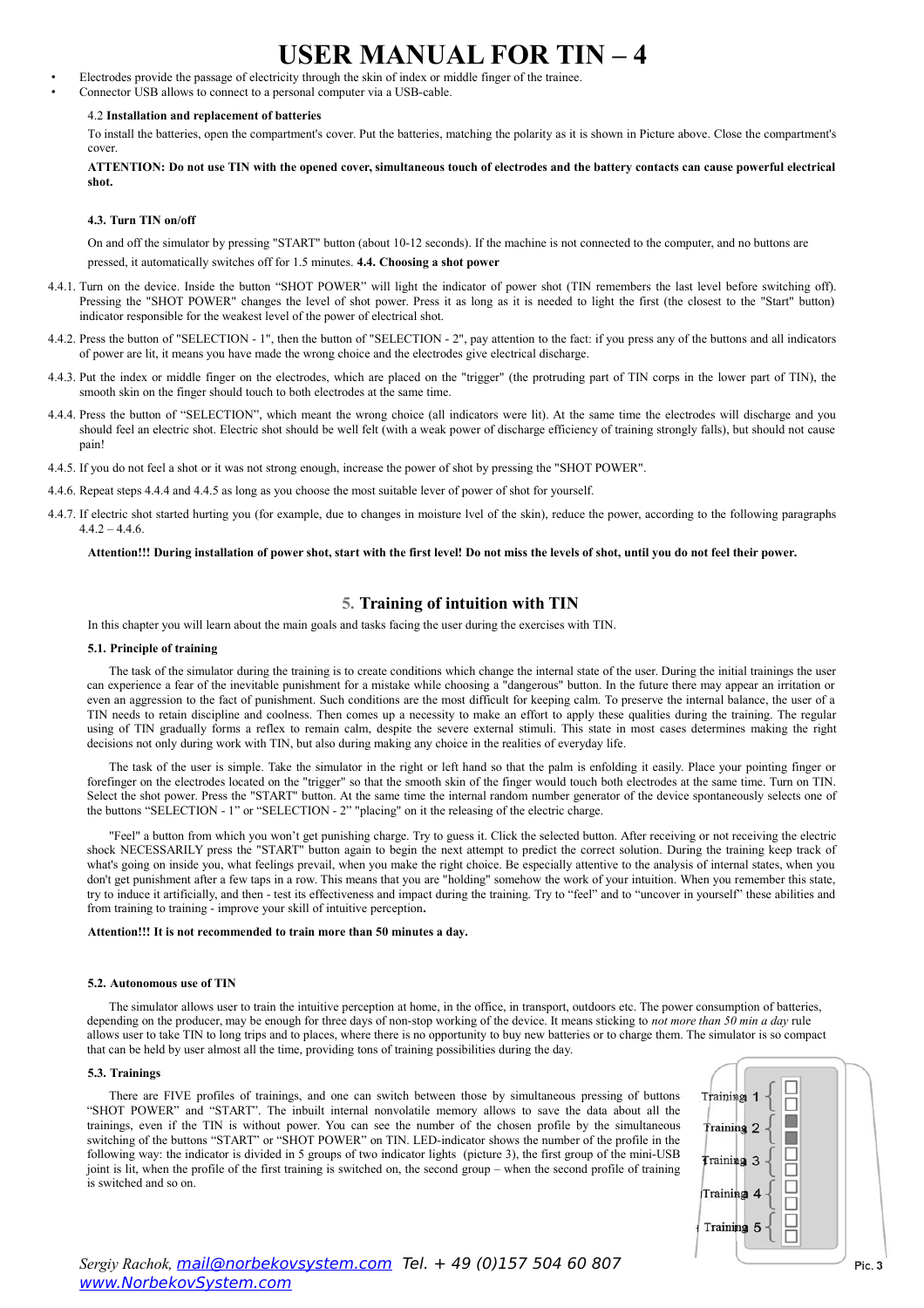# USER MANUAL FOR TIN – 4

- Electrodes provide the passage of electricity through the skin of index or middle finger of the trainee.
- Connector USB allows to connect to a personal computer via a USB-cable.

4.2 **Installation and replacement of batteries**

To install the batteries, open the compartment's cover. Put the batteries, matching the polarity as it is shown in Picture above. Close the compartment's cover.

**ATTENTION: Do not use TIN with the opened cover, simultaneous touch of electrodes and the battery contacts can cause powerful electrical shot.**

**4.3. Turn TIN on/off**

On and off the simulator by pressing "START" button (about 10-12 seconds). If the machine is not connected to the computer, and no buttons are pressed, it automatically switches off for 1.5 minutes. **4.4. Choosing a shot power**

4.4.1. Turn on the device. Inside the button "SHOT POWER" will light the indicator of power shot (TIN remembers the last level before switching off). Pressing the "SHOT POWER" changes the level of shot power. Press it as long as it is needed to light the first (the closest to the "Start" button) indicator responsible for the weakest level of the power of electrical shot.

4.4.2. Press the button of "SELECTION - 1", then the button of "SELECTION - 2", pay attention to the fact: if you press any of the buttons and all indicators of power are lit, it means you have made the wrong choice and the electrodes give electrical discharge.

4.4.3. Put the index or middle finger on the electrodes, which are placed on the "trigger" (the protruding part of TIN corps in the lower part of TIN), the smooth skin on the finger should touch to both electrodes at the same time.

4.4.4. Press the button of "SELECTION", which meant the wrong choice (all indicators were lit). At the same time the electrodes will discharge and you should feel an electric shot. Electric shot should be well felt (with a weak power of discharge efficiency of training strongly falls), but should not cause pain!

4.4.5. If you do not feel a shot or it was not strong enough, increase the power of shot by pressing the "SHOT POWER".

4.4.6. Repeat steps 4.4.4 and 4.4.5 as long as you choose the most suitable lever of power of shot for yourself.

4.4.7. If electric shot started hurting you (for example, due to changes in moisture lvel of the skin), reduce the power, according to the following paragraphs 4.4.2 – 4.4.6.

**Attention!!! During installation of power shot, start with the first level! Do not miss the levels of shot, until you do not feel their power.**

## 5. Training of intuition with TIN

In this chapter you will learn about the main goals and tasks facing the user during the exercises with TIN.

**5.1. Principle of training**

The task of the simulator during the training is to create conditions which change the internal state of the user. During the initial trainings the user can experience a fear of the inevitable punishment for a mistake while choosing a "dangerous" button. In the future there may appear an irritation or even an aggression to the fact of punishment. Such conditions are the most difficult for keeping calm. To preserve the internal balance, the user of a TIN needs to retain discipline and coolness. Then comes up a necessity to make an effort to apply these qualities during the training. The regular using of TIN gradually forms a reflex to remain calm, despite the severe external stimuli. This state in most cases determines making the right decisions not only during work with TIN, but also during making any choice in the realities of everyday life.

The task of the user is simple. Take the simulator in the right or left hand so that the palm is enfolding it easily. Place your pointing finger or forefinger on the electrodes located on the "trigger" so that the smooth skin of the finger would touch both electrodes at the same time. Turn on TIN. Select the shot power. Press the "START" button. At the same time the internal random number generator of the device spontaneously selects one of the buttons "SELECTION - 1" or "SELECTION - 2" "placing" on it the releasing of the electric charge.

"Feel" a button from which you won't get punishing charge. Try to guess it. Click the selected button. After receiving or not receiving the electric shock NECESSARILY press the "START" button again to begin the next attempt to predict the correct solution. During the training keep track of what's going on inside you, what feelings prevail, when you make the right choice. Be especially attentive to the analysis of internal states, when you don't get punishment after a few taps in a row. This means that you are "holding" somehow the work of your intuition. When you remember this state, try to induce it artificially, and then - test its effectiveness and impact during the training. Try to "feel" and to "uncover in yourself" these abilities and from training to training - improve your skill of intuitive perception**.**

**Attention!!! It is not recommended to train more than 50 minutes a day.**

**5.2. Autonomous use of TIN**

The simulator allows user to train the intuitive perception at home, in the office, in transport, outdoors etc. The power consumption of batteries, depending on the producer, may be enough for three days of non-stop working of the device. It means sticking to *not more than 50 min a day* rule allows user to take TIN to long trips and to places, where there is no opportunity to buy new batteries or to charge them. The simulator is so compact that can be held by user almost all the time, providing tons of training possibilities during the day.

**5.3. Trainings**

There are FIVE profiles of trainings, and one can switch between those by simultaneous pressing of buttons "SHOT POWER" and "START". The inbuilt internal nonvolatile memory allows to save the data about all the trainings, even if the TIN is without power. You can see the number of the chosen profile by the simultaneous switching of the buttons "START" or "SHOT POWER" on TIN. LED-indicator shows the number of the profile in the following way: the indicator is divided in 5 groups of two indicator lights (picture 3), the first group of the mini-USB joint is lit, when the profile of the first training is switched on, the second group – when the second profile of training is switched and so on.

Training 1
Training 2
Training 3
Training 4
Training 5

Pic. 3

*Sergiy Rachok,* mail@norbekovsystem.com *Tel. + 49 (0)157 504 60 807*
www.NorbekovSystem.com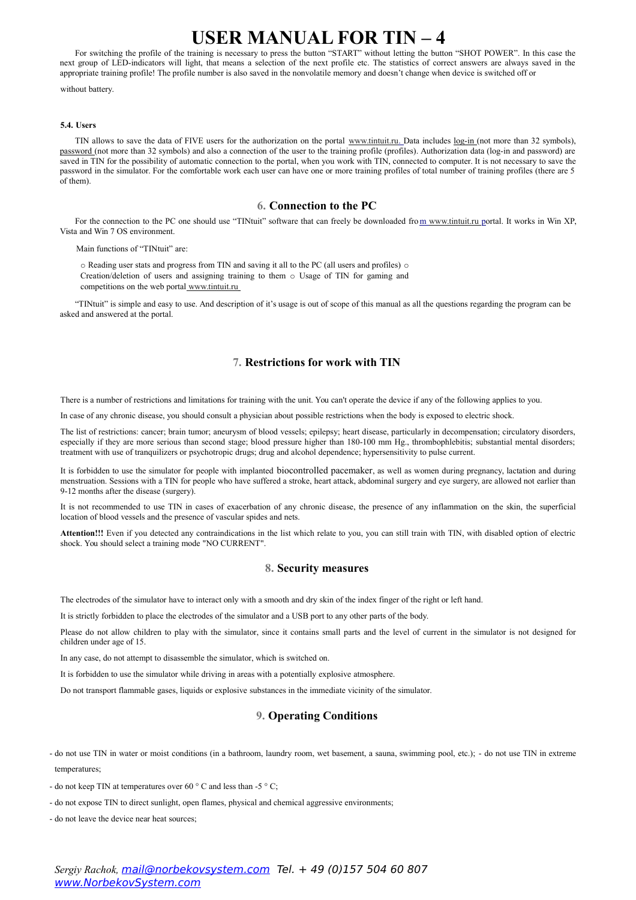# USER MANUAL FOR TIN – 4

For switching the profile of the training is necessary to press the button "START" without letting the button "SHOT POWER". In this case the next group of LED-indicators will light, that means a selection of the next profile etc. The statistics of correct answers are always saved in the appropriate training profile! The profile number is also saved in the nonvolatile memory and doesn't change when device is switched off or

without battery.

#### 5.4. Users

TIN allows to save the data of FIVE users for the authorization on the portal www.tintuit.ru. Data includes log-in (not more than 32 symbols), password (not more than 32 symbols) and also a connection of the user to the training profile (profiles). Authorization data (log-in and password) are saved in TIN for the possibility of automatic connection to the portal, when you work with TIN, connected to computer. It is not necessary to save the password in the simulator. For the comfortable work each user can have one or more training profiles of total number of training profiles (there are 5 of them).

## 6. Connection to the PC

For the connection to the PC one should use "TINtuit" software that can freely be downloaded from www.tintuit.ru portal. It works in Win XP, Vista and Win 7 OS environment.

Main functions of "TINtuit" are:

- Reading user stats and progress from TIN and saving it all to the PC (all users and profiles)
- Creation/deletion of users and assigning training to them
- Usage of TIN for gaming and competitions on the web portal www.tintuit.ru

"TINtuit" is simple and easy to use. And description of it's usage is out of scope of this manual as all the questions regarding the program can be asked and answered at the portal.

## 7. Restrictions for work with TIN

There is a number of restrictions and limitations for training with the unit. You can't operate the device if any of the following applies to you.

In case of any chronic disease, you should consult a physician about possible restrictions when the body is exposed to electric shock.

The list of restrictions: cancer; brain tumor; aneurysm of blood vessels; epilepsy; heart disease, particularly in decompensation; circulatory disorders, especially if they are more serious than second stage; blood pressure higher than 180-100 mm Hg., thrombophlebitis; substantial mental disorders; treatment with use of tranquilizers or psychotropic drugs; drug and alcohol dependence; hypersensitivity to pulse current.

It is forbidden to use the simulator for people with implanted biocontrolled pacemaker, as well as women during pregnancy, lactation and during menstruation. Sessions with a TIN for people who have suffered a stroke, heart attack, abdominal surgery and eye surgery, are allowed not earlier than 9-12 months after the disease (surgery).

It is not recommended to use TIN in cases of exacerbation of any chronic disease, the presence of any inflammation on the skin, the superficial location of blood vessels and the presence of vascular spides and nets.

**Attention!!!** Even if you detected any contraindications in the list which relate to you, you can still train with TIN, with disabled option of electric shock. You should select a training mode "NO CURRENT".

## 8. Security measures

The electrodes of the simulator have to interact only with a smooth and dry skin of the index finger of the right or left hand.

It is strictly forbidden to place the electrodes of the simulator and a USB port to any other parts of the body.

Please do not allow children to play with the simulator, since it contains small parts and the level of current in the simulator is not designed for children under age of 15.

In any case, do not attempt to disassemble the simulator, which is switched on.

It is forbidden to use the simulator while driving in areas with a potentially explosive atmosphere.

Do not transport flammable gases, liquids or explosive substances in the immediate vicinity of the simulator.

## 9. Operating Conditions

- do not use TIN in water or moist conditions (in a bathroom, laundry room, wet basement, a sauna, swimming pool, etc.);
- do not use TIN in extreme temperatures;
- do not keep TIN at temperatures over 60 ° C and less than -5 ° C;
- do not expose TIN to direct sunlight, open flames, physical and chemical aggressive environments;
- do not leave the device near heat sources;

*Sergiy Rachok, mail@norbekovsystem.com Tel. + 49 (0)157 504 60 807*
www.NorbekovSystem.com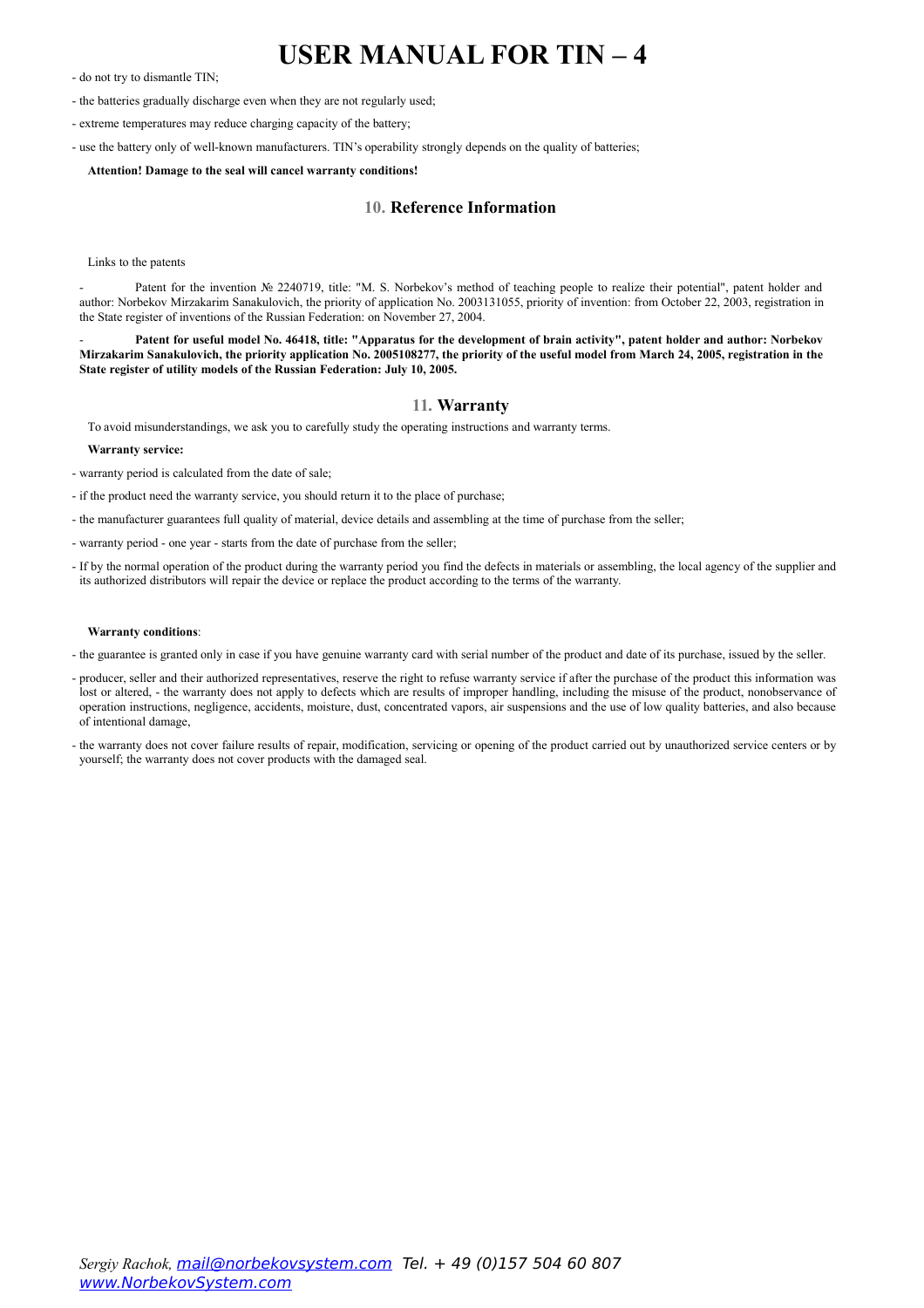- do not try to dismantle TIN;

- the batteries gradually discharge even when they are not regularly used;

- extreme temperatures may reduce charging capacity of the battery;

- use the battery only of well-known manufacturers. TIN's operability strongly depends on the quality of batteries;

**Attention! Damage to the seal will cancel warranty conditions!**

## 10. Reference Information

Links to the patents

- Patent for the invention № 2240719, title: "M. S. Norbekov's method of teaching people to realize their potential", patent holder and author: Norbekov Mirzakarim Sanakulovich, the priority of application No. 2003131055, priority of invention: from October 22, 2003, registration in the State register of inventions of the Russian Federation: on November 27, 2004.

- **Patent for useful model No. 46418, title: "Apparatus for the development of brain activity", patent holder and author: Norbekov Mirzakarim Sanakulovich, the priority application No. 2005108277, the priority of the useful model from March 24, 2005, registration in the State register of utility models of the Russian Federation: July 10, 2005.**

## 11. Warranty

To avoid misunderstandings, we ask you to carefully study the operating instructions and warranty terms.

**Warranty service:**

- warranty period is calculated from the date of sale;

- if the product need the warranty service, you should return it to the place of purchase;

- the manufacturer guarantees full quality of material, device details and assembling at the time of purchase from the seller;

- warranty period - one year - starts from the date of purchase from the seller;

- If by the normal operation of the product during the warranty period you find the defects in materials or assembling, the local agency of the supplier and its authorized distributors will repair the device or replace the product according to the terms of the warranty.

**Warranty conditions**:

- the guarantee is granted only in case if you have genuine warranty card with serial number of the product and date of its purchase, issued by the seller.

- producer, seller and their authorized representatives, reserve the right to refuse warranty service if after the purchase of the product this information was lost or altered, - the warranty does not apply to defects which are results of improper handling, including the misuse of the product, nonobservance of operation instructions, negligence, accidents, moisture, dust, concentrated vapors, air suspensions and the use of low quality batteries, and also because of intentional damage,

- the warranty does not cover failure results of repair, modification, servicing or opening of the product carried out by unauthorized service centers or by yourself; the warranty does not cover products with the damaged seal.